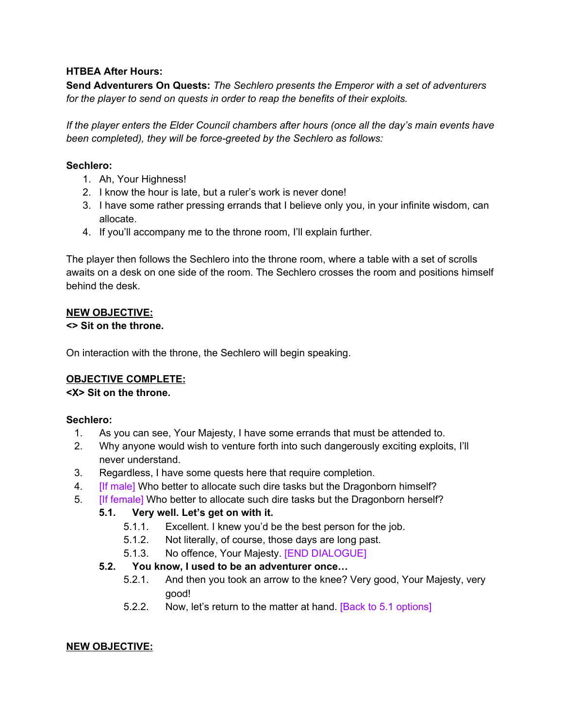**HTBEA After Hours:**

**Send Adventurers On Quests:** *The Sechlero presents the Emperor with a set of adventurers for the player to send on quests in order to reap the benefits of their exploits.*

*If the player enters the Elder Council chambers after hours (once all the day's main events have been completed), they will be force-greeted by the Sechlero as follows:*

**Sechlero:**

1. Ah, Your Highness!
2. I know the hour is late, but a ruler's work is never done!
3. I have some rather pressing errands that I believe only you, in your infinite wisdom, can allocate.
4. If you'll accompany me to the throne room, I'll explain further.

The player then follows the Sechlero into the throne room, where a table with a set of scrolls awaits on a desk on one side of the room. The Sechlero crosses the room and positions himself behind the desk.

**NEW OBJECTIVE:**

**<> Sit on the throne.**

On interaction with the throne, the Sechlero will begin speaking.

**OBJECTIVE COMPLETE:**

**<X> Sit on the throne.**

**Sechlero:**

1. As you can see, Your Majesty, I have some errands that must be attended to.
2. Why anyone would wish to venture forth into such dangerously exciting exploits, I'll never understand.
3. Regardless, I have some quests here that require completion.
4. [If male] Who better to allocate such dire tasks but the Dragonborn himself?
5. [If female] Who better to allocate such dire tasks but the Dragonborn herself?
   - **5.1. Very well. Let's get on with it.**
     - 5.1.1. Excellent. I knew you'd be the best person for the job.
     - 5.1.2. Not literally, of course, those days are long past.
     - 5.1.3. No offence, Your Majesty. [END DIALOGUE]
   - **5.2. You know, I used to be an adventurer once…**
     - 5.2.1. And then you took an arrow to the knee? Very good, Your Majesty, very good!
     - 5.2.2. Now, let's return to the matter at hand. [Back to 5.1 options]

**NEW OBJECTIVE:**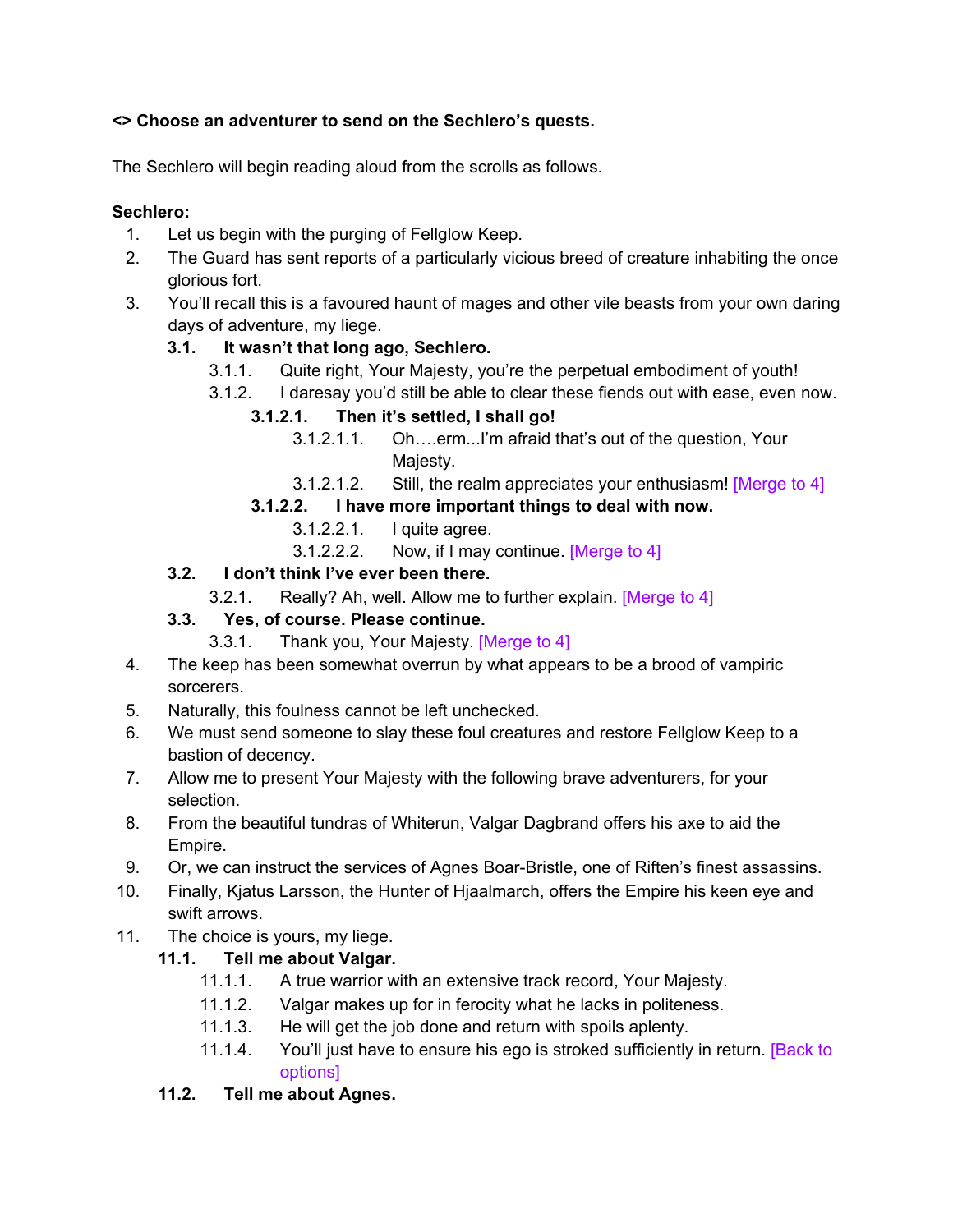**<> Choose an adventurer to send on the Sechlero's quests.**

The Sechlero will begin reading aloud from the scrolls as follows.

**Sechlero:**

1. Let us begin with the purging of Fellglow Keep.
2. The Guard has sent reports of a particularly vicious breed of creature inhabiting the once glorious fort.
3. You'll recall this is a favoured haunt of mages and other vile beasts from your own daring days of adventure, my liege.
   - **3.1. It wasn't that long ago, Sechlero.**
     - 3.1.1. Quite right, Your Majesty, you're the perpetual embodiment of youth!
     - 3.1.2. I daresay you'd still be able to clear these fiends out with ease, even now.
       - **3.1.2.1. Then it's settled, I shall go!**
         - 3.1.2.1.1. Oh….erm...I'm afraid that's out of the question, Your Majesty.
         - 3.1.2.1.2. Still, the realm appreciates your enthusiasm! [Merge to 4]
       - **3.1.2.2. I have more important things to deal with now.**
         - 3.1.2.2.1. I quite agree.
         - 3.1.2.2.2. Now, if I may continue. [Merge to 4]
   - **3.2. I don't think I've ever been there.**
     - 3.2.1. Really? Ah, well. Allow me to further explain. [Merge to 4]
   - **3.3. Yes, of course. Please continue.**
     - 3.3.1. Thank you, Your Majesty. [Merge to 4]
4. The keep has been somewhat overrun by what appears to be a brood of vampiric sorcerers.
5. Naturally, this foulness cannot be left unchecked.
6. We must send someone to slay these foul creatures and restore Fellglow Keep to a bastion of decency.
7. Allow me to present Your Majesty with the following brave adventurers, for your selection.
8. From the beautiful tundras of Whiterun, Valgar Dagbrand offers his axe to aid the Empire.
9. Or, we can instruct the services of Agnes Boar-Bristle, one of Riften's finest assassins.
10. Finally, Kjatus Larsson, the Hunter of Hjaalmarch, offers the Empire his keen eye and swift arrows.
11. The choice is yours, my liege.
    - **11.1. Tell me about Valgar.**
      - 11.1.1. A true warrior with an extensive track record, Your Majesty.
      - 11.1.2. Valgar makes up for in ferocity what he lacks in politeness.
      - 11.1.3. He will get the job done and return with spoils aplenty.
      - 11.1.4. You'll just have to ensure his ego is stroked sufficiently in return. [Back to options]
    - **11.2. Tell me about Agnes.**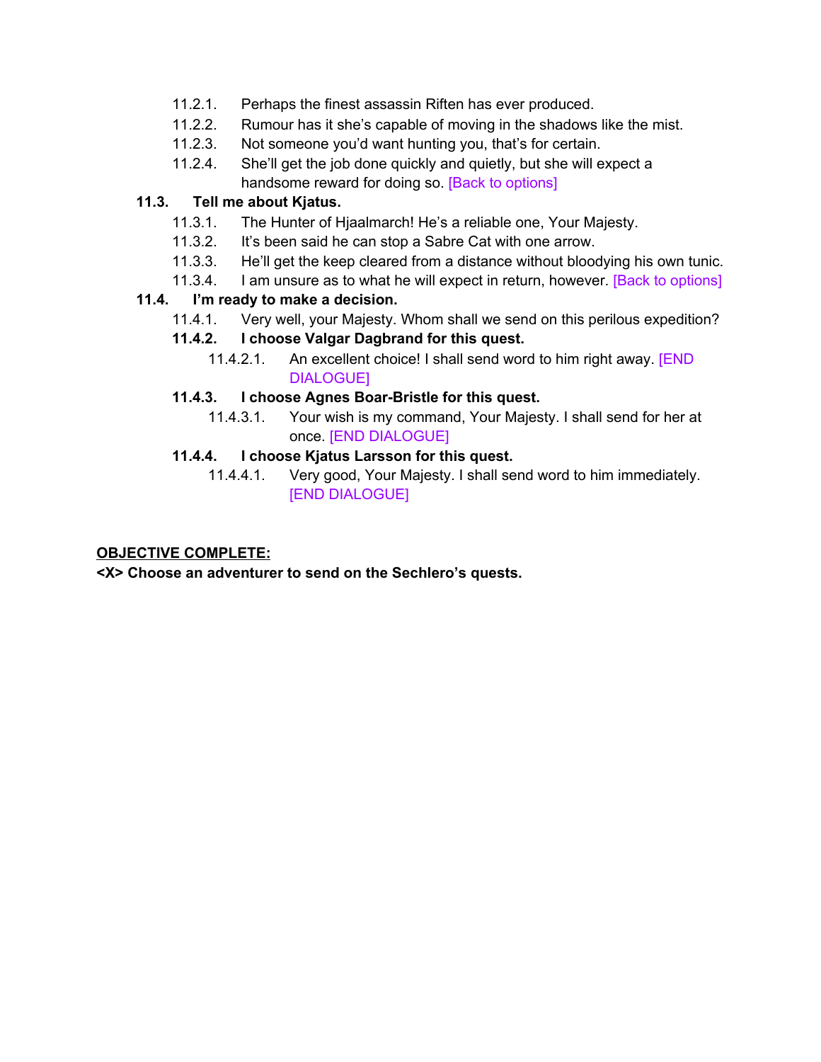- 11.2.1. Perhaps the finest assassin Riften has ever produced.
- 11.2.2. Rumour has it she's capable of moving in the shadows like the mist.
- 11.2.3. Not someone you'd want hunting you, that's for certain.
- 11.2.4. She'll get the job done quickly and quietly, but she will expect a handsome reward for doing so. [Back to options]

**11.3. Tell me about Kjatus.**

- 11.3.1. The Hunter of Hjaalmarch! He's a reliable one, Your Majesty.
- 11.3.2. It's been said he can stop a Sabre Cat with one arrow.
- 11.3.3. He'll get the keep cleared from a distance without bloodying his own tunic.
- 11.3.4. I am unsure as to what he will expect in return, however. [Back to options]

**11.4. I'm ready to make a decision.**

- 11.4.1. Very well, your Majesty. Whom shall we send on this perilous expedition?
- **11.4.2. I choose Valgar Dagbrand for this quest.**
  - 11.4.2.1. An excellent choice! I shall send word to him right away. [END DIALOGUE]
- **11.4.3. I choose Agnes Boar-Bristle for this quest.**
  - 11.4.3.1. Your wish is my command, Your Majesty. I shall send for her at once. [END DIALOGUE]
- **11.4.4. I choose Kjatus Larsson for this quest.**
  - 11.4.4.1. Very good, Your Majesty. I shall send word to him immediately. [END DIALOGUE]

**<u>OBJECTIVE COMPLETE:</u>**

**<X> Choose an adventurer to send on the Sechlero's quests.**